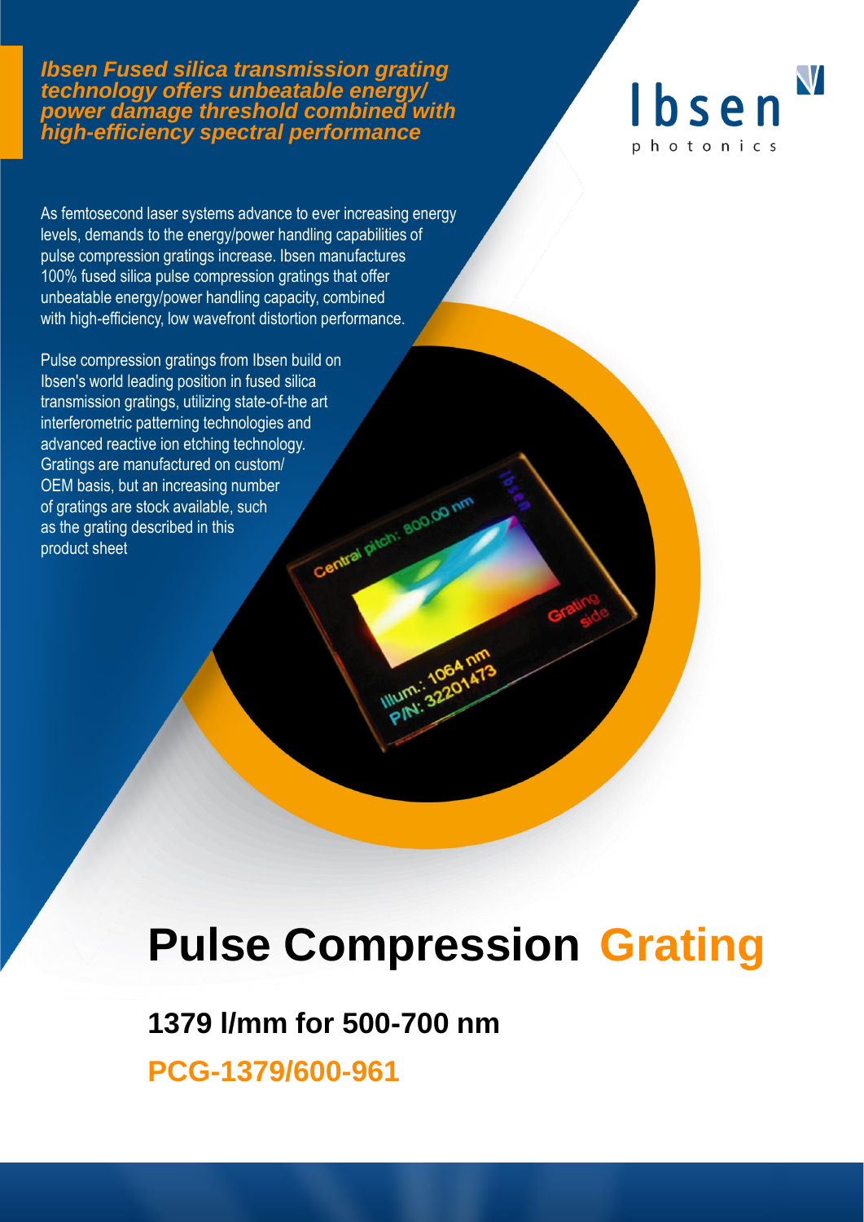***Ibsen Fused silica transmission grating technology offers unbeatable energy/ power damage threshold combined with high-efficiency spectral performance***

Ibsen photonics

As femtosecond laser systems advance to ever increasing energy levels, demands to the energy/power handling capabilities of pulse compression gratings increase. Ibsen manufactures 100% fused silica pulse compression gratings that offer unbeatable energy/power handling capacity, combined with high-efficiency, low wavefront distortion performance.

Pulse compression gratings from Ibsen build on Ibsen's world leading position in fused silica transmission gratings, utilizing state-of-the art interferometric patterning technologies and advanced reactive ion etching technology. Gratings are manufactured on custom/ OEM basis, but an increasing number of gratings are stock available, such as the grating described in this product sheet

# Pulse Compression Grating

## 1379 l/mm for 500-700 nm

## PCG-1379/600-961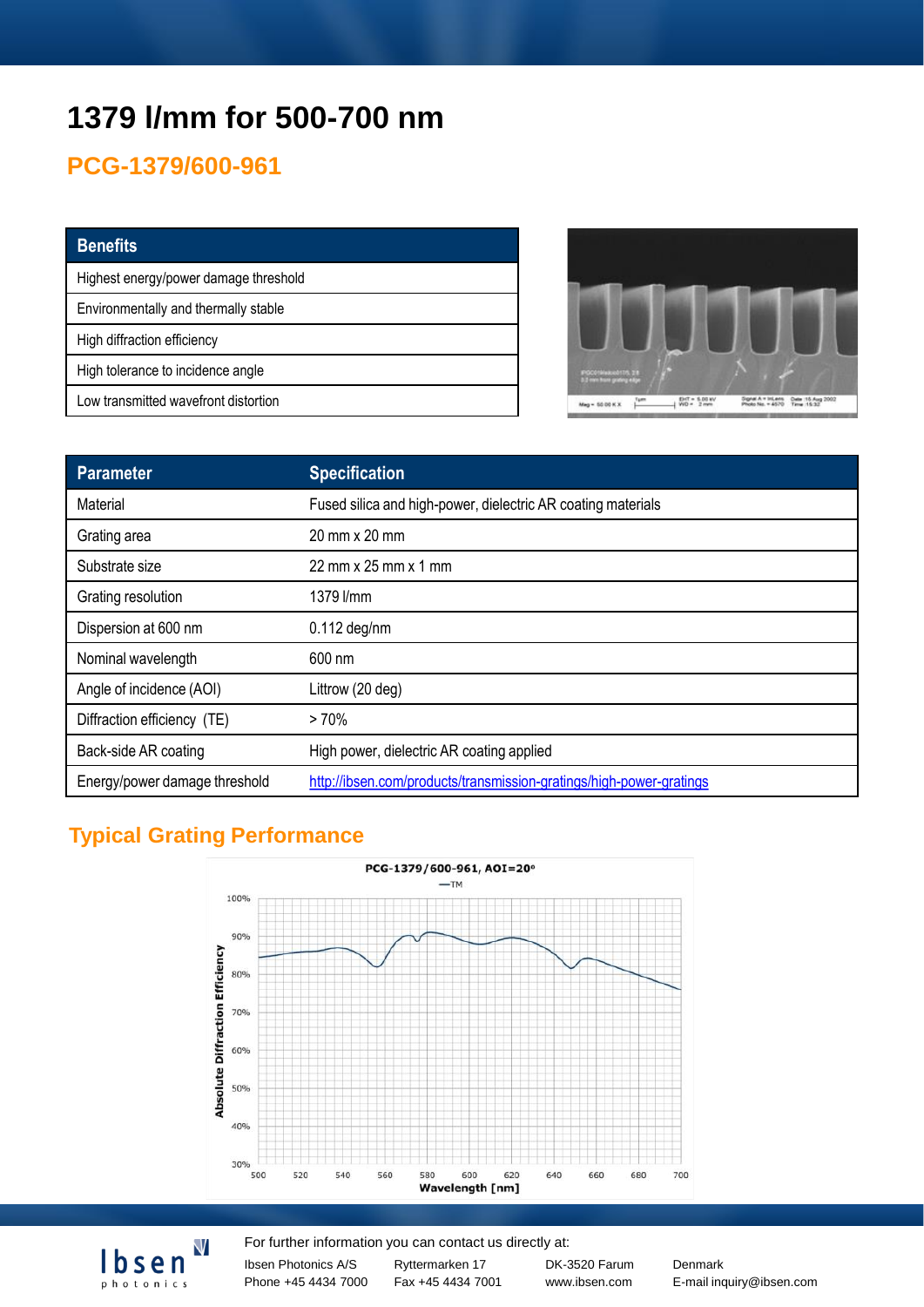# 1379 l/mm for 500-700 nm

## PCG-1379/600-961

| Benefits |
|---|
| Highest energy/power damage threshold |
| Environmentally and thermally stable |
| High diffraction efficiency |
| High tolerance to incidence angle |
| Low transmitted wavefront distortion |

| Parameter | Specification |
|---|---|
| Material | Fused silica and high-power, dielectric AR coating materials |
| Grating area | 20 mm x 20 mm |
| Substrate size | 22 mm x 25 mm x 1 mm |
| Grating resolution | 1379 l/mm |
| Dispersion at 600 nm | 0.112 deg/nm |
| Nominal wavelength | 600 nm |
| Angle of incidence (AOI) | Littrow (20 deg) |
| Diffraction efficiency (TE) | > 70% |
| Back-side AR coating | High power, dielectric AR coating applied |
| Energy/power damage threshold | http://ibsen.com/products/transmission-gratings/high-power-gratings |

## Typical Grating Performance

For further information you can contact us directly at:

Ibsen Photonics A/S | Ryttermarken 17 | DK-3520 Farum | Denmark
Phone +45 4434 7000 | Fax +45 4434 7001 | www.ibsen.com | E-mail inquiry@ibsen.com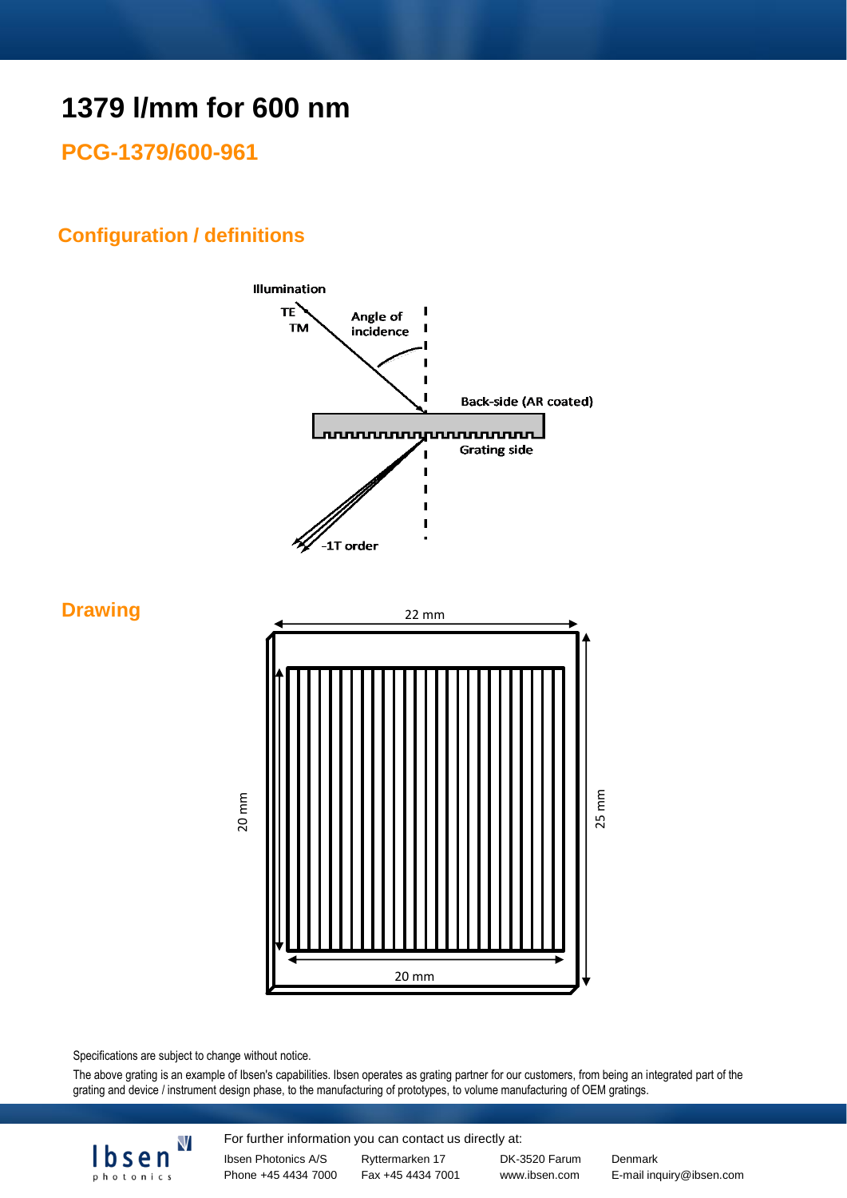# 1379 l/mm for 600 nm

## PCG-1379/600-961

## Configuration / definitions

Illumination

TE

TM

Angle of incidence

Back-side (AR coated)

Grating side

-1T order

## Drawing

22 mm

20 mm

25 mm

20 mm

Specifications are subject to change without notice.

The above grating is an example of Ibsen's capabilities. Ibsen operates as grating partner for our customers, from being an integrated part of the grating and device / instrument design phase, to the manufacturing of prototypes, to volume manufacturing of OEM gratings.

For further information you can contact us directly at:

Ibsen Photonics A/S | Ryttermarken 17 | DK-3520 Farum | Denmark

Phone +45 4434 7000 | Fax +45 4434 7001 | www.ibsen.com | E-mail inquiry@ibsen.com